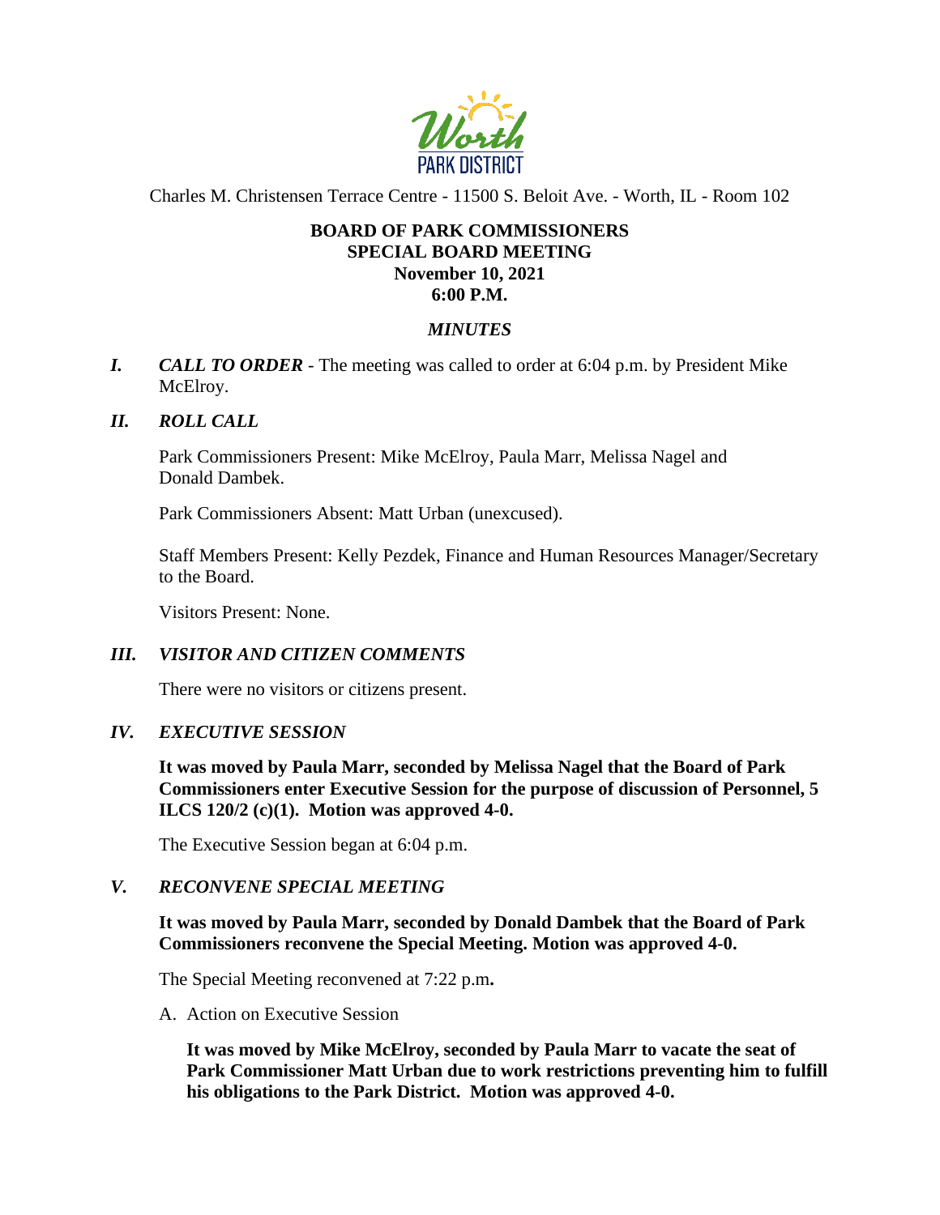Charles M. Christensen Terrace Centre - 11500 S. Beloit Ave. - Worth, IL - Room 102

**BOARD OF PARK COMMISSIONERS**
**SPECIAL BOARD MEETING**
**November 10, 2021**
**6:00 P.M.**

***MINUTES***

***I. CALL TO ORDER*** - The meeting was called to order at 6:04 p.m. by President Mike McElroy.

***II. ROLL CALL***

Park Commissioners Present: Mike McElroy, Paula Marr, Melissa Nagel and Donald Dambek.

Park Commissioners Absent: Matt Urban (unexcused).

Staff Members Present: Kelly Pezdek, Finance and Human Resources Manager/Secretary to the Board.

Visitors Present: None.

***III. VISITOR AND CITIZEN COMMENTS***

There were no visitors or citizens present.

***IV. EXECUTIVE SESSION***

**It was moved by Paula Marr, seconded by Melissa Nagel that the Board of Park Commissioners enter Executive Session for the purpose of discussion of Personnel, 5 ILCS 120/2 (c)(1). Motion was approved 4-0.**

The Executive Session began at 6:04 p.m.

***V. RECONVENE SPECIAL MEETING***

**It was moved by Paula Marr, seconded by Donald Dambek that the Board of Park Commissioners reconvene the Special Meeting. Motion was approved 4-0.**

The Special Meeting reconvened at 7:22 p.m**.**

A. Action on Executive Session

**It was moved by Mike McElroy, seconded by Paula Marr to vacate the seat of Park Commissioner Matt Urban due to work restrictions preventing him to fulfill his obligations to the Park District. Motion was approved 4-0.**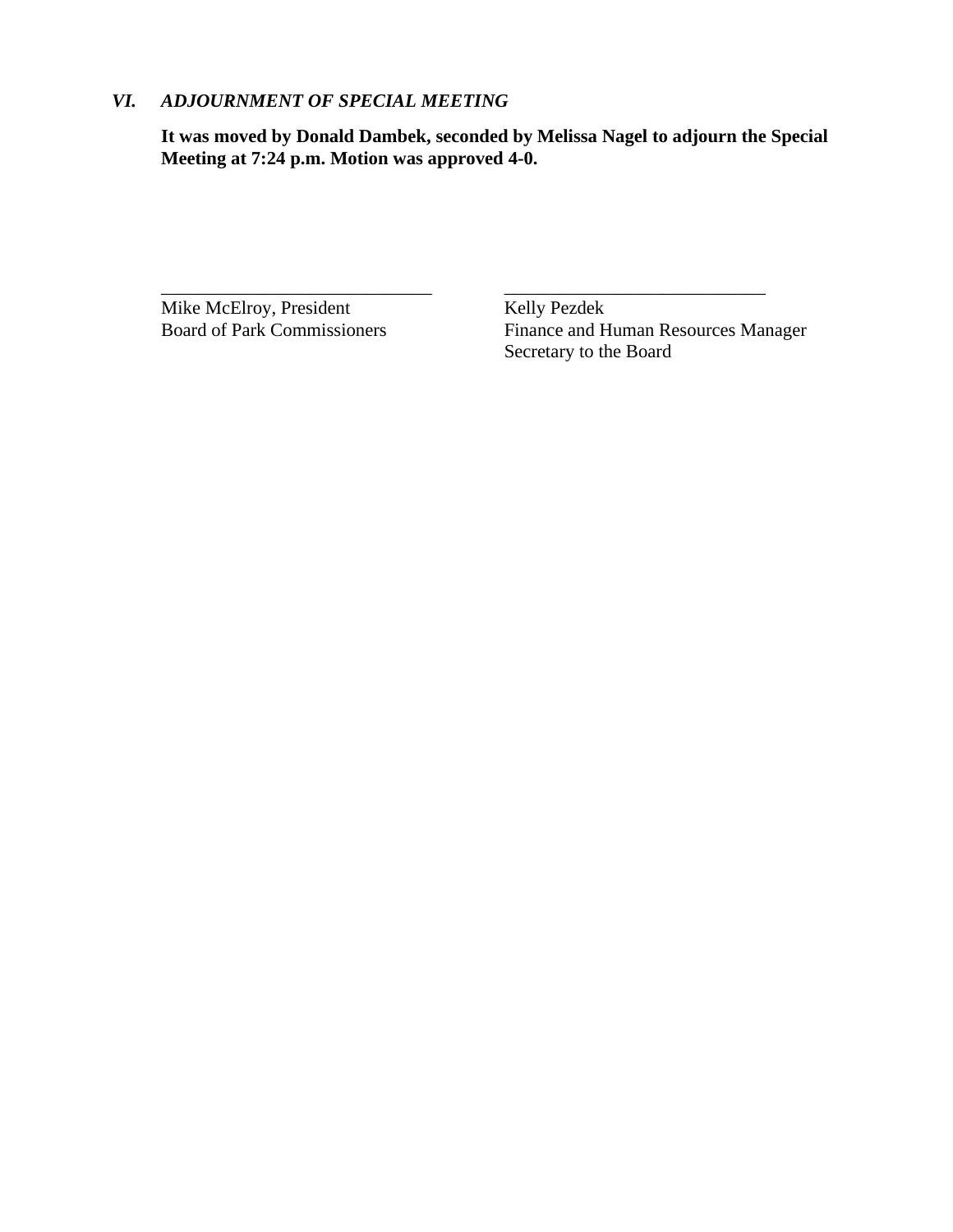## *VI. ADJOURNMENT OF SPECIAL MEETING*

**It was moved by Donald Dambek, seconded by Melissa Nagel to adjourn the Special Meeting at 7:24 p.m. Motion was approved 4-0.**

| | |
|---|---|
| \_\_\_\_\_\_\_\_\_\_\_\_\_\_\_\_\_\_\_\_\_\_\_\_\_\_\_\_\_\_ | \_\_\_\_\_\_\_\_\_\_\_\_\_\_\_\_\_\_\_\_\_\_\_\_\_\_\_\_\_\_ |
| Mike McElroy, President | Kelly Pezdek |
| Board of Park Commissioners | Finance and Human Resources Manager |
| | Secretary to the Board |